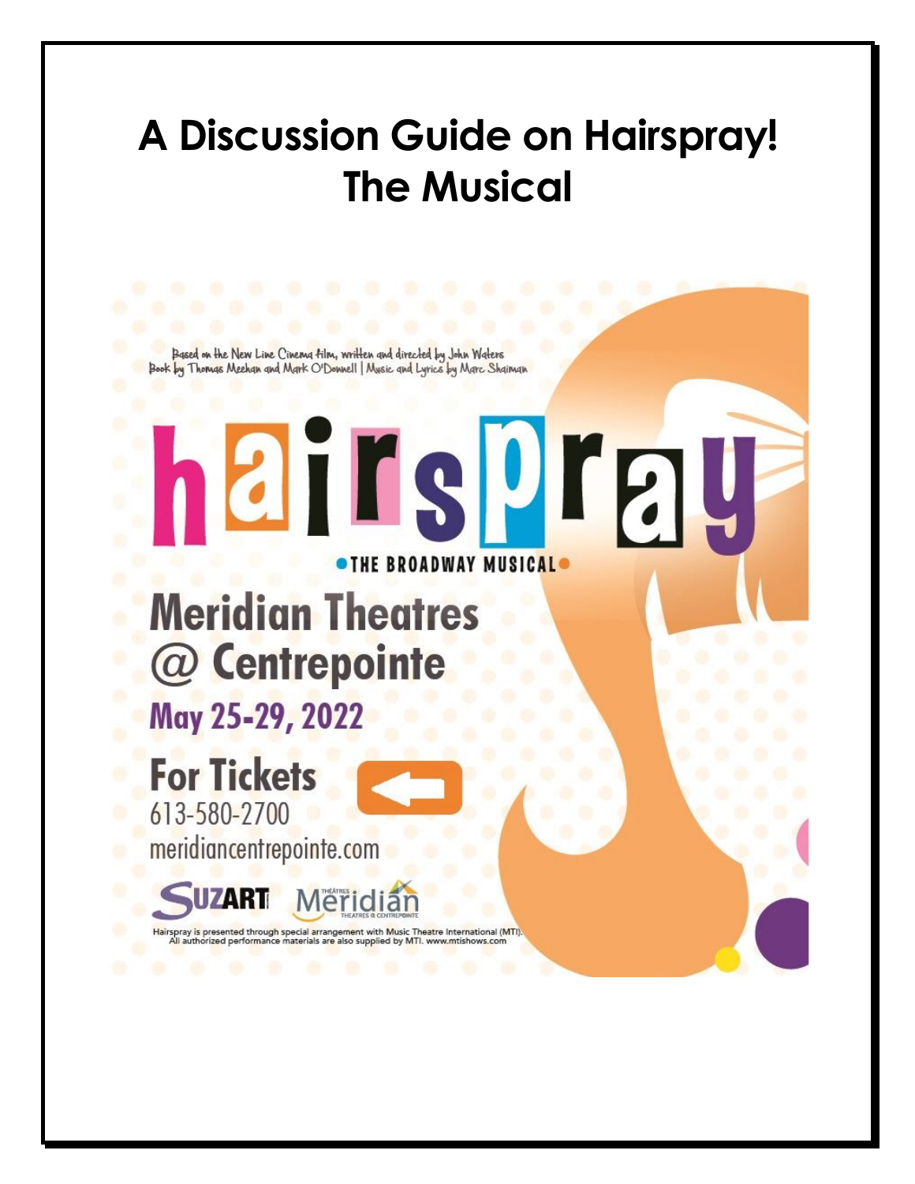# A Discussion Guide on Hairspray! The Musical

Based on the New Line Cinema film, written and directed by John Waters
Book by Thomas Meehan and Mark O'Donnell | Music and Lyrics by Marc Shaiman

## hairspray

THE BROADWAY MUSICAL

**Meridian Theatres @ Centrepointe**

**May 25-29, 2022**

**For Tickets**
613-580-2700
meridiancentrepointe.com

SUZART Meridian

Hairspray is presented through special arrangement with Music Theatre International (MTI). All authorized performance materials are also supplied by MTI. www.mtishows.com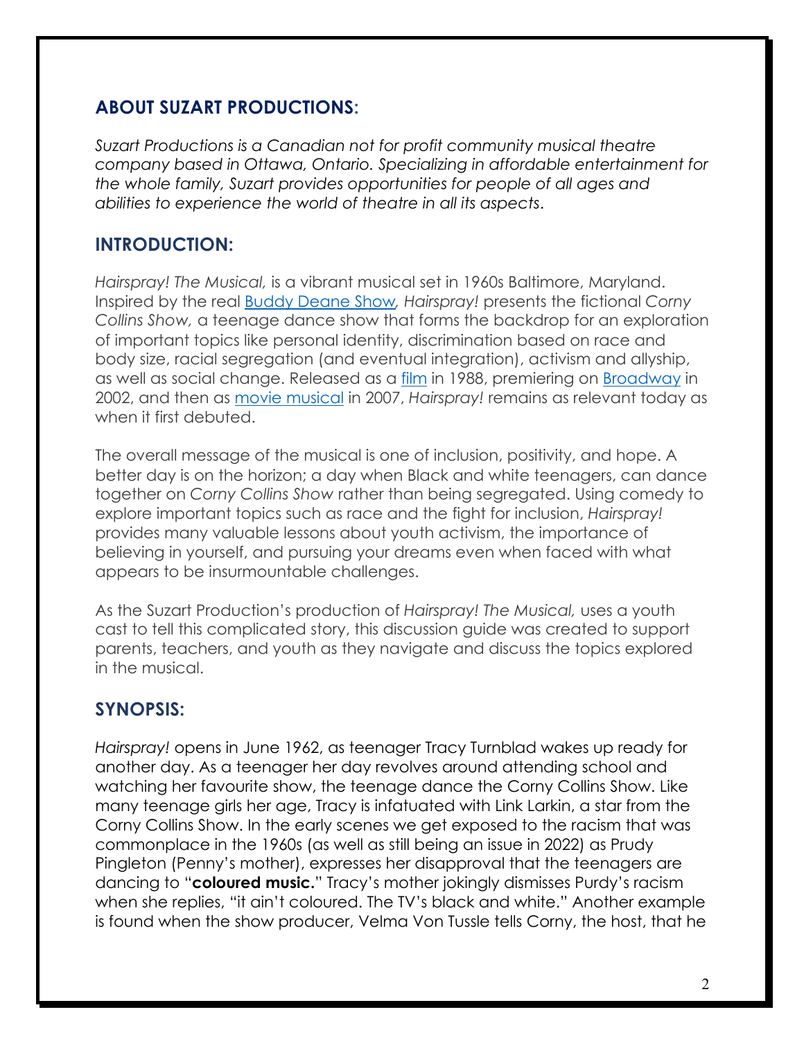## ABOUT SUZART PRODUCTIONS:

*Suzart Productions is a Canadian not for profit community musical theatre company based in Ottawa, Ontario. Specializing in affordable entertainment for the whole family, Suzart provides opportunities for people of all ages and abilities to experience the world of theatre in all its aspects*.

## INTRODUCTION:

*Hairspray! The Musical,* is a vibrant musical set in 1960s Baltimore, Maryland. Inspired by the real Buddy Deane Show, *Hairspray!* presents the fictional *Corny Collins Show,* a teenage dance show that forms the backdrop for an exploration of important topics like personal identity, discrimination based on race and body size, racial segregation (and eventual integration), activism and allyship, as well as social change. Released as a film in 1988, premiering on Broadway in 2002, and then as movie musical in 2007, *Hairspray!* remains as relevant today as when it first debuted.

The overall message of the musical is one of inclusion, positivity, and hope. A better day is on the horizon; a day when Black and white teenagers, can dance together on *Corny Collins Show* rather than being segregated. Using comedy to explore important topics such as race and the fight for inclusion, *Hairspray!* provides many valuable lessons about youth activism, the importance of believing in yourself, and pursuing your dreams even when faced with what appears to be insurmountable challenges.

As the Suzart Production's production of *Hairspray! The Musical,* uses a youth cast to tell this complicated story, this discussion guide was created to support parents, teachers, and youth as they navigate and discuss the topics explored in the musical.

## SYNOPSIS:

*Hairspray!* opens in June 1962, as teenager Tracy Turnblad wakes up ready for another day. As a teenager her day revolves around attending school and watching her favourite show, the teenage dance the Corny Collins Show. Like many teenage girls her age, Tracy is infatuated with Link Larkin, a star from the Corny Collins Show. In the early scenes we get exposed to the racism that was commonplace in the 1960s (as well as still being an issue in 2022) as Prudy Pingleton (Penny's mother), expresses her disapproval that the teenagers are dancing to "**coloured music.**" Tracy's mother jokingly dismisses Purdy's racism when she replies, "it ain't coloured. The TV's black and white." Another example is found when the show producer, Velma Von Tussle tells Corny, the host, that he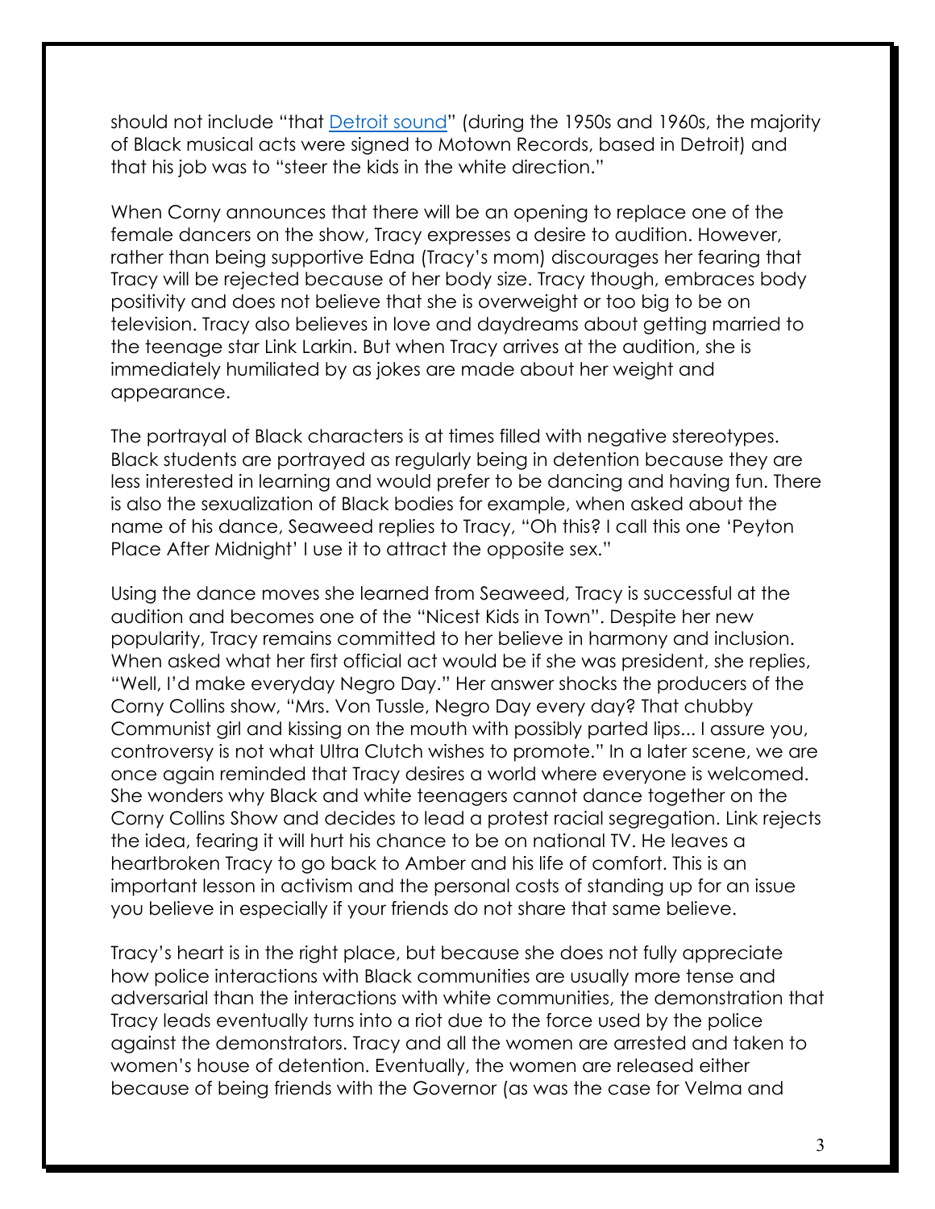should not include "that [Detroit sound]" (during the 1950s and 1960s, the majority of Black musical acts were signed to Motown Records, based in Detroit) and that his job was to "steer the kids in the white direction."

When Corny announces that there will be an opening to replace one of the female dancers on the show, Tracy expresses a desire to audition. However, rather than being supportive Edna (Tracy's mom) discourages her fearing that Tracy will be rejected because of her body size. Tracy though, embraces body positivity and does not believe that she is overweight or too big to be on television. Tracy also believes in love and daydreams about getting married to the teenage star Link Larkin. But when Tracy arrives at the audition, she is immediately humiliated by as jokes are made about her weight and appearance.

The portrayal of Black characters is at times filled with negative stereotypes. Black students are portrayed as regularly being in detention because they are less interested in learning and would prefer to be dancing and having fun. There is also the sexualization of Black bodies for example, when asked about the name of his dance, Seaweed replies to Tracy, "Oh this? I call this one 'Peyton Place After Midnight' I use it to attract the opposite sex."

Using the dance moves she learned from Seaweed, Tracy is successful at the audition and becomes one of the "Nicest Kids in Town". Despite her new popularity, Tracy remains committed to her believe in harmony and inclusion. When asked what her first official act would be if she was president, she replies, "Well, I'd make everyday Negro Day." Her answer shocks the producers of the Corny Collins show, "Mrs. Von Tussle, Negro Day every day? That chubby Communist girl and kissing on the mouth with possibly parted lips... I assure you, controversy is not what Ultra Clutch wishes to promote." In a later scene, we are once again reminded that Tracy desires a world where everyone is welcomed. She wonders why Black and white teenagers cannot dance together on the Corny Collins Show and decides to lead a protest racial segregation. Link rejects the idea, fearing it will hurt his chance to be on national TV. He leaves a heartbroken Tracy to go back to Amber and his life of comfort. This is an important lesson in activism and the personal costs of standing up for an issue you believe in especially if your friends do not share that same believe.

Tracy's heart is in the right place, but because she does not fully appreciate how police interactions with Black communities are usually more tense and adversarial than the interactions with white communities, the demonstration that Tracy leads eventually turns into a riot due to the force used by the police against the demonstrators. Tracy and all the women are arrested and taken to women's house of detention. Eventually, the women are released either because of being friends with the Governor (as was the case for Velma and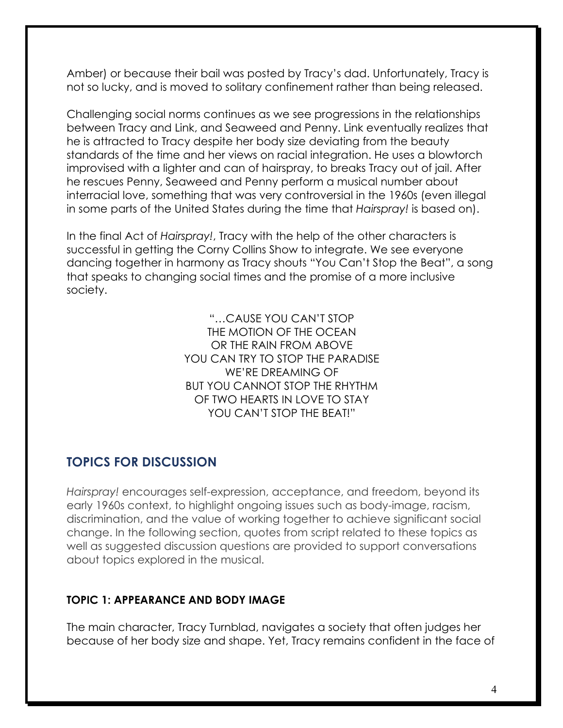Amber) or because their bail was posted by Tracy's dad. Unfortunately, Tracy is not so lucky, and is moved to solitary confinement rather than being released.

Challenging social norms continues as we see progressions in the relationships between Tracy and Link, and Seaweed and Penny. Link eventually realizes that he is attracted to Tracy despite her body size deviating from the beauty standards of the time and her views on racial integration. He uses a blowtorch improvised with a lighter and can of hairspray, to breaks Tracy out of jail. After he rescues Penny, Seaweed and Penny perform a musical number about interracial love, something that was very controversial in the 1960s (even illegal in some parts of the United States during the time that *Hairspray!* is based on).

In the final Act of *Hairspray!*, Tracy with the help of the other characters is successful in getting the Corny Collins Show to integrate. We see everyone dancing together in harmony as Tracy shouts "You Can't Stop the Beat", a song that speaks to changing social times and the promise of a more inclusive society.

"…CAUSE YOU CAN'T STOP
THE MOTION OF THE OCEAN
OR THE RAIN FROM ABOVE
YOU CAN TRY TO STOP THE PARADISE
WE'RE DREAMING OF
BUT YOU CANNOT STOP THE RHYTHM
OF TWO HEARTS IN LOVE TO STAY
YOU CAN'T STOP THE BEAT!"

## TOPICS FOR DISCUSSION

*Hairspray!* encourages self-expression, acceptance, and freedom, beyond its early 1960s context, to highlight ongoing issues such as body-image, racism, discrimination, and the value of working together to achieve significant social change. In the following section, quotes from script related to these topics as well as suggested discussion questions are provided to support conversations about topics explored in the musical.

### TOPIC 1: APPEARANCE AND BODY IMAGE

The main character, Tracy Turnblad, navigates a society that often judges her because of her body size and shape. Yet, Tracy remains confident in the face of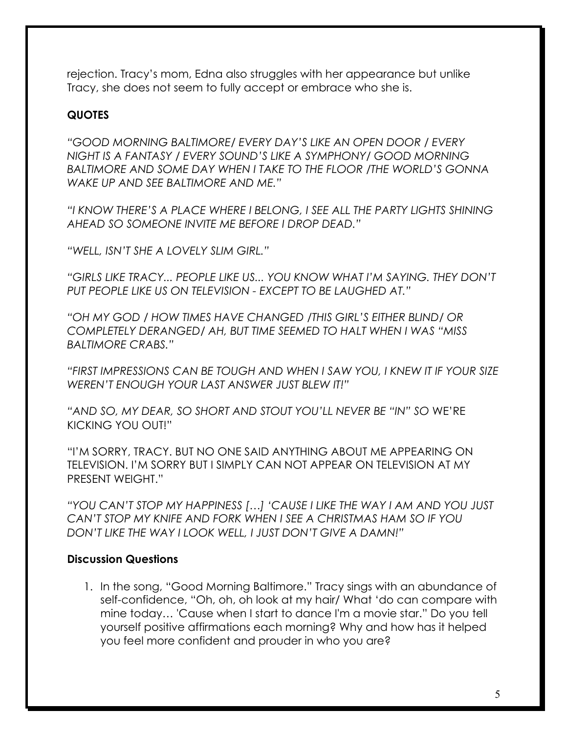rejection. Tracy's mom, Edna also struggles with her appearance but unlike Tracy, she does not seem to fully accept or embrace who she is.

**QUOTES**

*"GOOD MORNING BALTIMORE/ EVERY DAY'S LIKE AN OPEN DOOR / EVERY NIGHT IS A FANTASY / EVERY SOUND'S LIKE A SYMPHONY/ GOOD MORNING BALTIMORE AND SOME DAY WHEN I TAKE TO THE FLOOR /THE WORLD'S GONNA WAKE UP AND SEE BALTIMORE AND ME."*

*"I KNOW THERE'S A PLACE WHERE I BELONG, I SEE ALL THE PARTY LIGHTS SHINING AHEAD SO SOMEONE INVITE ME BEFORE I DROP DEAD."*

*"WELL, ISN'T SHE A LOVELY SLIM GIRL."*

*"GIRLS LIKE TRACY... PEOPLE LIKE US... YOU KNOW WHAT I'M SAYING. THEY DON'T PUT PEOPLE LIKE US ON TELEVISION - EXCEPT TO BE LAUGHED AT."*

*"OH MY GOD / HOW TIMES HAVE CHANGED /THIS GIRL'S EITHER BLIND/ OR COMPLETELY DERANGED/ AH, BUT TIME SEEMED TO HALT WHEN I WAS "MISS BALTIMORE CRABS."*

*"FIRST IMPRESSIONS CAN BE TOUGH AND WHEN I SAW YOU, I KNEW IT IF YOUR SIZE WEREN'T ENOUGH YOUR LAST ANSWER JUST BLEW IT!"*

*"AND SO, MY DEAR, SO SHORT AND STOUT YOU'LL NEVER BE "IN" SO* WE'RE KICKING YOU OUT!"

"I'M SORRY, TRACY. BUT NO ONE SAID ANYTHING ABOUT ME APPEARING ON TELEVISION. I'M SORRY BUT I SIMPLY CAN NOT APPEAR ON TELEVISION AT MY PRESENT WEIGHT."

*"YOU CAN'T STOP MY HAPPINESS […] 'CAUSE I LIKE THE WAY I AM AND YOU JUST CAN'T STOP MY KNIFE AND FORK WHEN I SEE A CHRISTMAS HAM SO IF YOU DON'T LIKE THE WAY I LOOK WELL, I JUST DON'T GIVE A DAMN!"*

**Discussion Questions**

1. In the song, "Good Morning Baltimore." Tracy sings with an abundance of self-confidence, "Oh, oh, oh look at my hair/ What 'do can compare with mine today… 'Cause when I start to dance I'm a movie star." Do you tell yourself positive affirmations each morning? Why and how has it helped you feel more confident and prouder in who you are?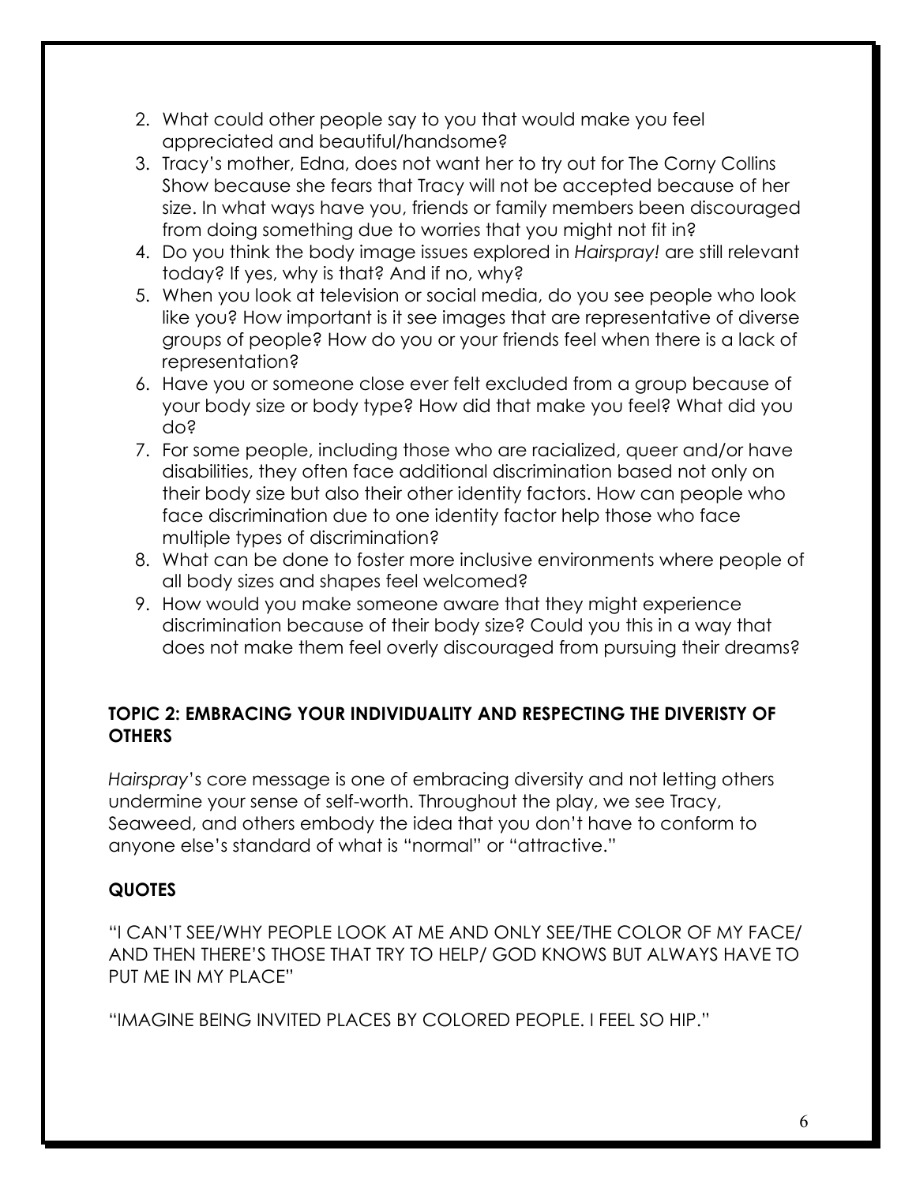2. What could other people say to you that would make you feel appreciated and beautiful/handsome?
3. Tracy's mother, Edna, does not want her to try out for The Corny Collins Show because she fears that Tracy will not be accepted because of her size. In what ways have you, friends or family members been discouraged from doing something due to worries that you might not fit in?
4. Do you think the body image issues explored in *Hairspray!* are still relevant today? If yes, why is that? And if no, why?
5. When you look at television or social media, do you see people who look like you? How important is it see images that are representative of diverse groups of people? How do you or your friends feel when there is a lack of representation?
6. Have you or someone close ever felt excluded from a group because of your body size or body type? How did that make you feel? What did you do?
7. For some people, including those who are racialized, queer and/or have disabilities, they often face additional discrimination based not only on their body size but also their other identity factors. How can people who face discrimination due to one identity factor help those who face multiple types of discrimination?
8. What can be done to foster more inclusive environments where people of all body sizes and shapes feel welcomed?
9. How would you make someone aware that they might experience discrimination because of their body size? Could you this in a way that does not make them feel overly discouraged from pursuing their dreams?

## TOPIC 2: EMBRACING YOUR INDIVIDUALITY AND RESPECTING THE DIVERISTY OF OTHERS

*Hairspray*'s core message is one of embracing diversity and not letting others undermine your sense of self-worth. Throughout the play, we see Tracy, Seaweed, and others embody the idea that you don't have to conform to anyone else's standard of what is "normal" or "attractive."

## QUOTES

"I CAN'T SEE/WHY PEOPLE LOOK AT ME AND ONLY SEE/THE COLOR OF MY FACE/ AND THEN THERE'S THOSE THAT TRY TO HELP/ GOD KNOWS BUT ALWAYS HAVE TO PUT ME IN MY PLACE"

"IMAGINE BEING INVITED PLACES BY COLORED PEOPLE. I FEEL SO HIP."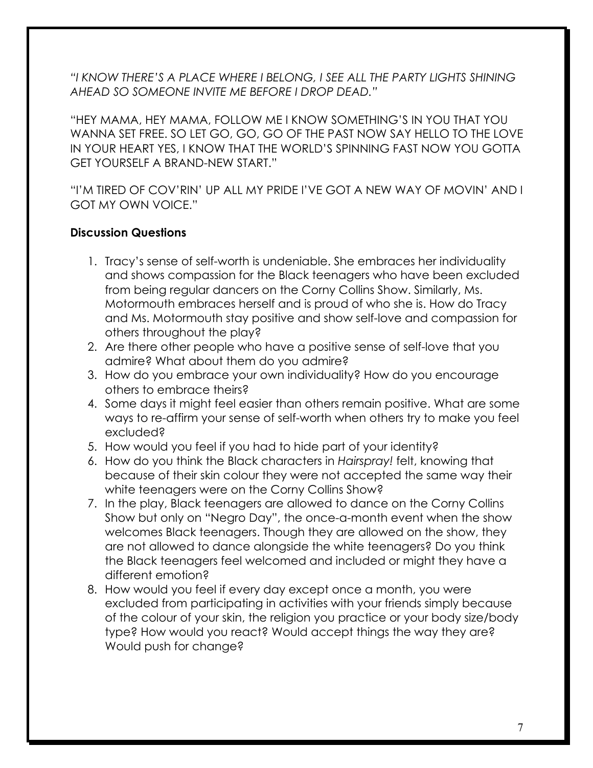*"I KNOW THERE'S A PLACE WHERE I BELONG, I SEE ALL THE PARTY LIGHTS SHINING AHEAD SO SOMEONE INVITE ME BEFORE I DROP DEAD."*

"HEY MAMA, HEY MAMA, FOLLOW ME I KNOW SOMETHING'S IN YOU THAT YOU WANNA SET FREE. SO LET GO, GO, GO OF THE PAST NOW SAY HELLO TO THE LOVE IN YOUR HEART YES, I KNOW THAT THE WORLD'S SPINNING FAST NOW YOU GOTTA GET YOURSELF A BRAND-NEW START."

"I'M TIRED OF COV'RIN' UP ALL MY PRIDE I'VE GOT A NEW WAY OF MOVIN' AND I GOT MY OWN VOICE."

**Discussion Questions**

1. Tracy's sense of self-worth is undeniable. She embraces her individuality and shows compassion for the Black teenagers who have been excluded from being regular dancers on the Corny Collins Show. Similarly, Ms. Motormouth embraces herself and is proud of who she is. How do Tracy and Ms. Motormouth stay positive and show self-love and compassion for others throughout the play?
2. Are there other people who have a positive sense of self-love that you admire? What about them do you admire?
3. How do you embrace your own individuality? How do you encourage others to embrace theirs?
4. Some days it might feel easier than others remain positive. What are some ways to re-affirm your sense of self-worth when others try to make you feel excluded?
5. How would you feel if you had to hide part of your identity?
6. How do you think the Black characters in *Hairspray!* felt, knowing that because of their skin colour they were not accepted the same way their white teenagers were on the Corny Collins Show?
7. In the play, Black teenagers are allowed to dance on the Corny Collins Show but only on "Negro Day", the once-a-month event when the show welcomes Black teenagers. Though they are allowed on the show, they are not allowed to dance alongside the white teenagers? Do you think the Black teenagers feel welcomed and included or might they have a different emotion?
8. How would you feel if every day except once a month, you were excluded from participating in activities with your friends simply because of the colour of your skin, the religion you practice or your body size/body type? How would you react? Would accept things the way they are? Would push for change?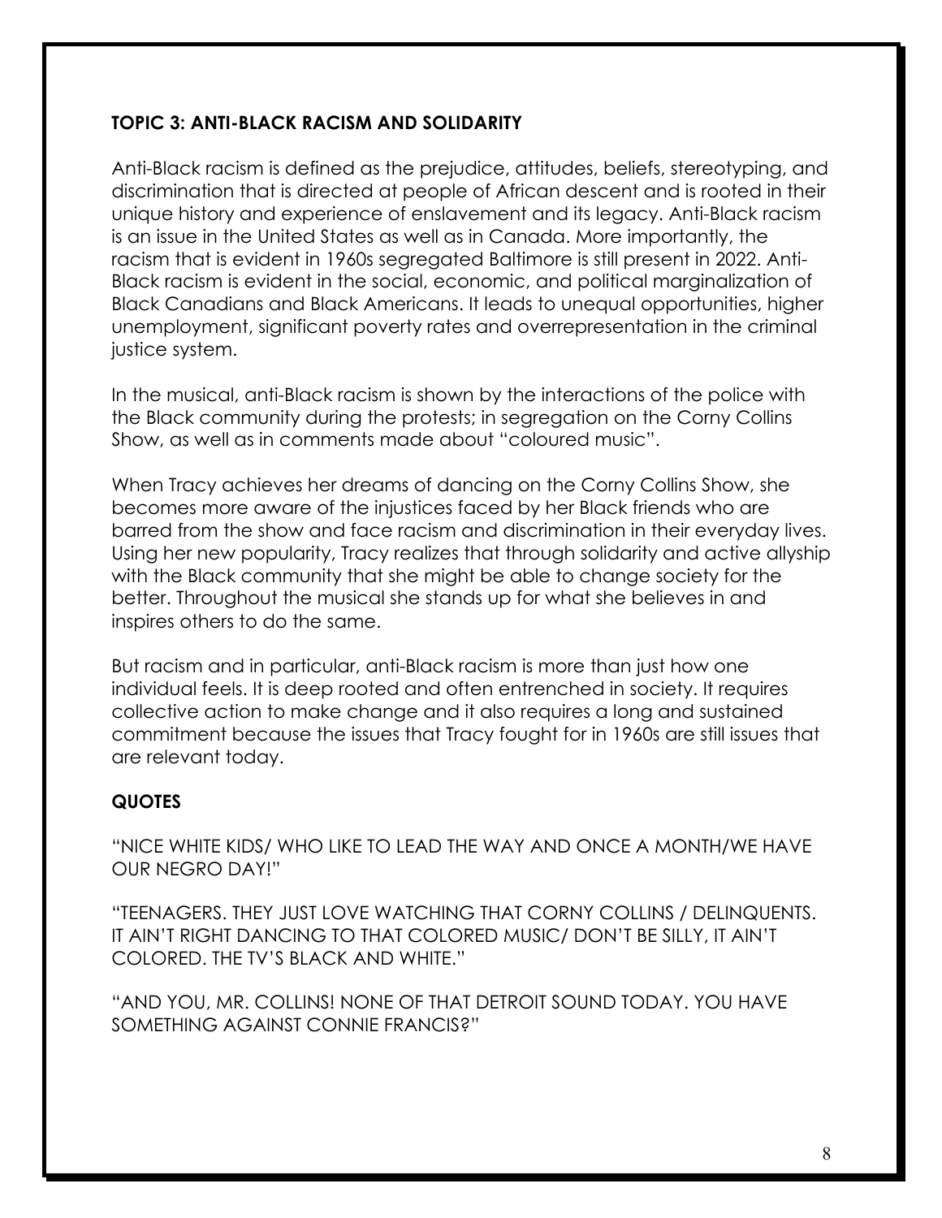### TOPIC 3: ANTI-BLACK RACISM AND SOLIDARITY

Anti-Black racism is defined as the prejudice, attitudes, beliefs, stereotyping, and discrimination that is directed at people of African descent and is rooted in their unique history and experience of enslavement and its legacy. Anti-Black racism is an issue in the United States as well as in Canada. More importantly, the racism that is evident in 1960s segregated Baltimore is still present in 2022. Anti-Black racism is evident in the social, economic, and political marginalization of Black Canadians and Black Americans. It leads to unequal opportunities, higher unemployment, significant poverty rates and overrepresentation in the criminal justice system.

In the musical, anti-Black racism is shown by the interactions of the police with the Black community during the protests; in segregation on the Corny Collins Show, as well as in comments made about "coloured music".

When Tracy achieves her dreams of dancing on the Corny Collins Show, she becomes more aware of the injustices faced by her Black friends who are barred from the show and face racism and discrimination in their everyday lives. Using her new popularity, Tracy realizes that through solidarity and active allyship with the Black community that she might be able to change society for the better. Throughout the musical she stands up for what she believes in and inspires others to do the same.

But racism and in particular, anti-Black racism is more than just how one individual feels. It is deep rooted and often entrenched in society. It requires collective action to make change and it also requires a long and sustained commitment because the issues that Tracy fought for in 1960s are still issues that are relevant today.

### QUOTES

"NICE WHITE KIDS/ WHO LIKE TO LEAD THE WAY AND ONCE A MONTH/WE HAVE OUR NEGRO DAY!"

"TEENAGERS. THEY JUST LOVE WATCHING THAT CORNY COLLINS / DELINQUENTS. IT AIN'T RIGHT DANCING TO THAT COLORED MUSIC/ DON'T BE SILLY, IT AIN'T COLORED. THE TV'S BLACK AND WHITE."

"AND YOU, MR. COLLINS! NONE OF THAT DETROIT SOUND TODAY. YOU HAVE SOMETHING AGAINST CONNIE FRANCIS?"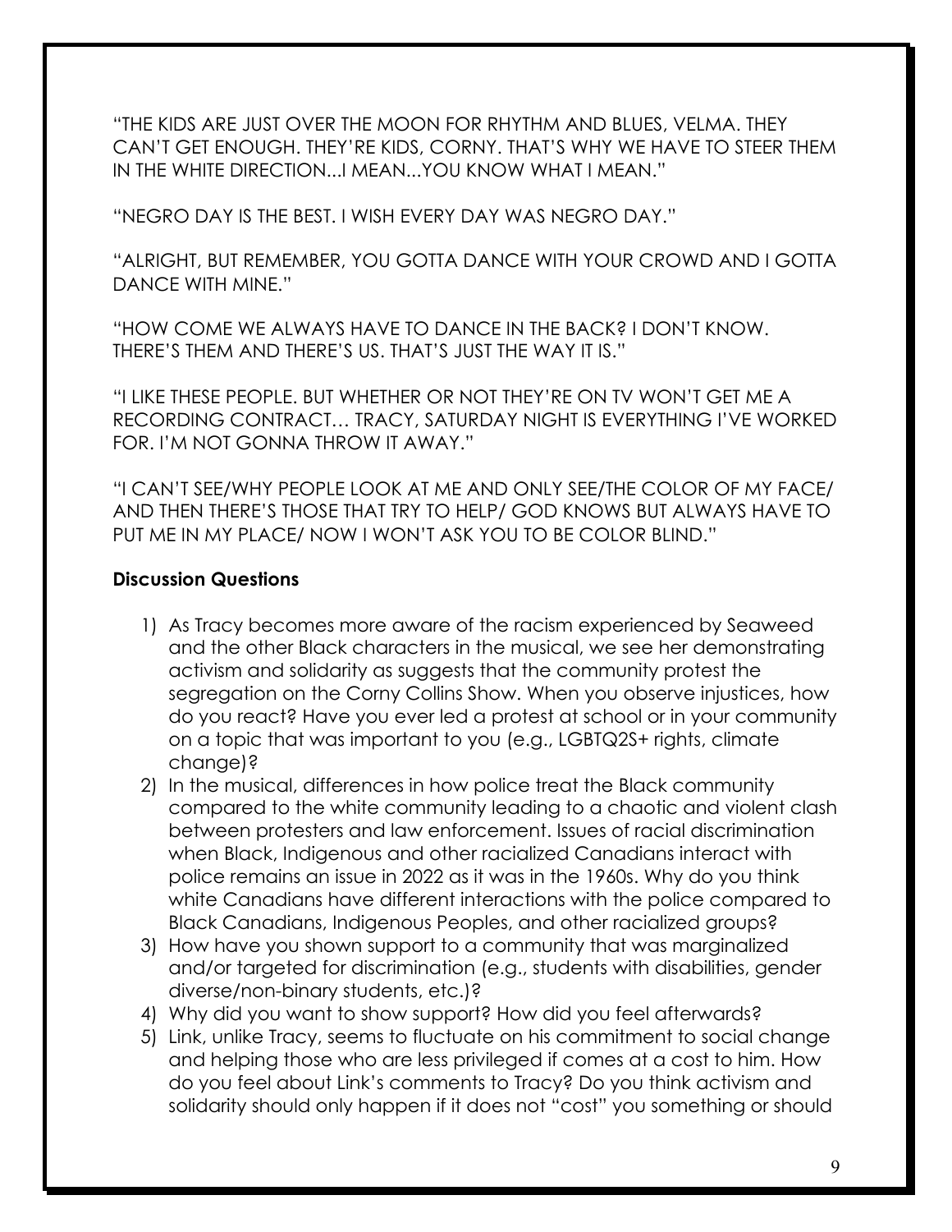"THE KIDS ARE JUST OVER THE MOON FOR RHYTHM AND BLUES, VELMA. THEY CAN'T GET ENOUGH. THEY'RE KIDS, CORNY. THAT'S WHY WE HAVE TO STEER THEM IN THE WHITE DIRECTION...I MEAN...YOU KNOW WHAT I MEAN."

"NEGRO DAY IS THE BEST. I WISH EVERY DAY WAS NEGRO DAY."

"ALRIGHT, BUT REMEMBER, YOU GOTTA DANCE WITH YOUR CROWD AND I GOTTA DANCE WITH MINE."

"HOW COME WE ALWAYS HAVE TO DANCE IN THE BACK? I DON'T KNOW. THERE'S THEM AND THERE'S US. THAT'S JUST THE WAY IT IS."

"I LIKE THESE PEOPLE. BUT WHETHER OR NOT THEY'RE ON TV WON'T GET ME A RECORDING CONTRACT… TRACY, SATURDAY NIGHT IS EVERYTHING I'VE WORKED FOR. I'M NOT GONNA THROW IT AWAY."

"I CAN'T SEE/WHY PEOPLE LOOK AT ME AND ONLY SEE/THE COLOR OF MY FACE/ AND THEN THERE'S THOSE THAT TRY TO HELP/ GOD KNOWS BUT ALWAYS HAVE TO PUT ME IN MY PLACE/ NOW I WON'T ASK YOU TO BE COLOR BLIND."

**Discussion Questions**

1) As Tracy becomes more aware of the racism experienced by Seaweed and the other Black characters in the musical, we see her demonstrating activism and solidarity as suggests that the community protest the segregation on the Corny Collins Show. When you observe injustices, how do you react? Have you ever led a protest at school or in your community on a topic that was important to you (e.g., LGBTQ2S+ rights, climate change)?
2) In the musical, differences in how police treat the Black community compared to the white community leading to a chaotic and violent clash between protesters and law enforcement. Issues of racial discrimination when Black, Indigenous and other racialized Canadians interact with police remains an issue in 2022 as it was in the 1960s. Why do you think white Canadians have different interactions with the police compared to Black Canadians, Indigenous Peoples, and other racialized groups?
3) How have you shown support to a community that was marginalized and/or targeted for discrimination (e.g., students with disabilities, gender diverse/non-binary students, etc.)?
4) Why did you want to show support? How did you feel afterwards?
5) Link, unlike Tracy, seems to fluctuate on his commitment to social change and helping those who are less privileged if comes at a cost to him. How do you feel about Link's comments to Tracy? Do you think activism and solidarity should only happen if it does not "cost" you something or should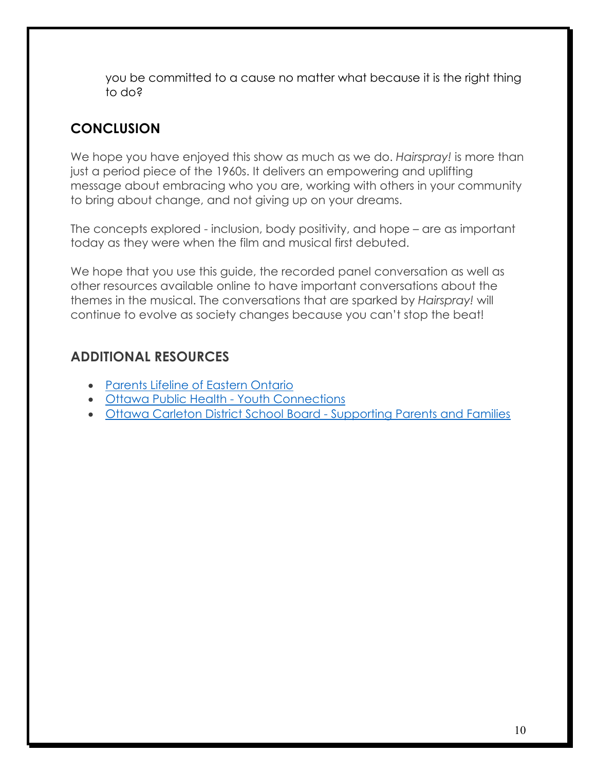you be committed to a cause no matter what because it is the right thing to do?

## CONCLUSION

We hope you have enjoyed this show as much as we do. *Hairspray!* is more than just a period piece of the 1960s. It delivers an empowering and uplifting message about embracing who you are, working with others in your community to bring about change, and not giving up on your dreams.

The concepts explored - inclusion, body positivity, and hope – are as important today as they were when the film and musical first debuted.

We hope that you use this guide, the recorded panel conversation as well as other resources available online to have important conversations about the themes in the musical. The conversations that are sparked by *Hairspray!* will continue to evolve as society changes because you can't stop the beat!

## ADDITIONAL RESOURCES

- Parents Lifeline of Eastern Ontario
- Ottawa Public Health - Youth Connections
- Ottawa Carleton District School Board - Supporting Parents and Families